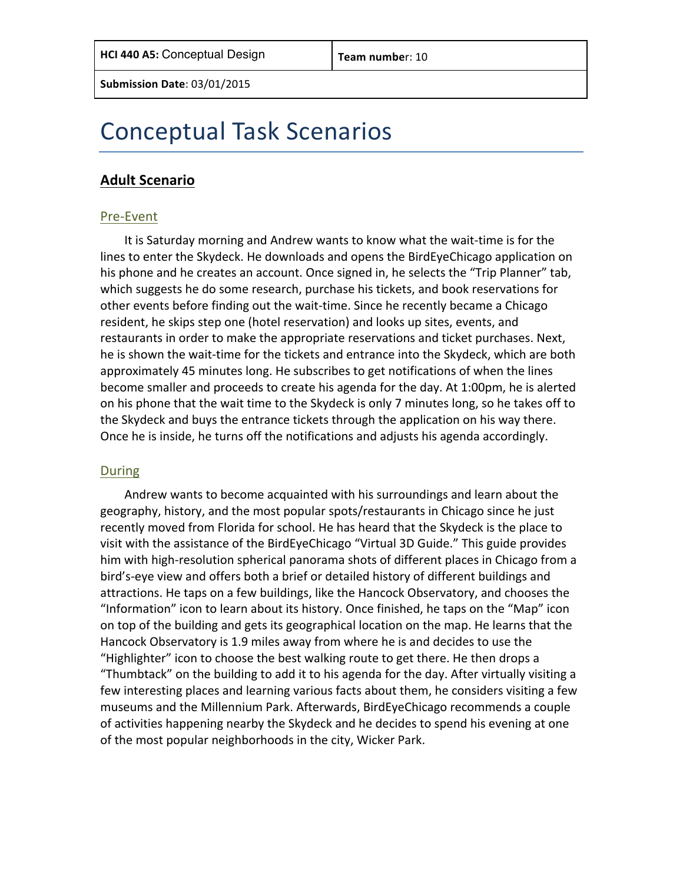| **HCI 440 A5:** Conceptual Design | **Team number**: 10 |
| --- | --- |
| **Submission Date**: 03/01/2015 | |

# Conceptual Task Scenarios

## Adult Scenario

### Pre-Event

It is Saturday morning and Andrew wants to know what the wait-time is for the lines to enter the Skydeck. He downloads and opens the BirdEyeChicago application on his phone and he creates an account. Once signed in, he selects the "Trip Planner" tab, which suggests he do some research, purchase his tickets, and book reservations for other events before finding out the wait-time. Since he recently became a Chicago resident, he skips step one (hotel reservation) and looks up sites, events, and restaurants in order to make the appropriate reservations and ticket purchases. Next, he is shown the wait-time for the tickets and entrance into the Skydeck, which are both approximately 45 minutes long. He subscribes to get notifications of when the lines become smaller and proceeds to create his agenda for the day. At 1:00pm, he is alerted on his phone that the wait time to the Skydeck is only 7 minutes long, so he takes off to the Skydeck and buys the entrance tickets through the application on his way there. Once he is inside, he turns off the notifications and adjusts his agenda accordingly.

### During

Andrew wants to become acquainted with his surroundings and learn about the geography, history, and the most popular spots/restaurants in Chicago since he just recently moved from Florida for school. He has heard that the Skydeck is the place to visit with the assistance of the BirdEyeChicago "Virtual 3D Guide." This guide provides him with high-resolution spherical panorama shots of different places in Chicago from a bird's-eye view and offers both a brief or detailed history of different buildings and attractions. He taps on a few buildings, like the Hancock Observatory, and chooses the "Information" icon to learn about its history. Once finished, he taps on the "Map" icon on top of the building and gets its geographical location on the map. He learns that the Hancock Observatory is 1.9 miles away from where he is and decides to use the "Highlighter" icon to choose the best walking route to get there. He then drops a "Thumbtack" on the building to add it to his agenda for the day. After virtually visiting a few interesting places and learning various facts about them, he considers visiting a few museums and the Millennium Park. Afterwards, BirdEyeChicago recommends a couple of activities happening nearby the Skydeck and he decides to spend his evening at one of the most popular neighborhoods in the city, Wicker Park.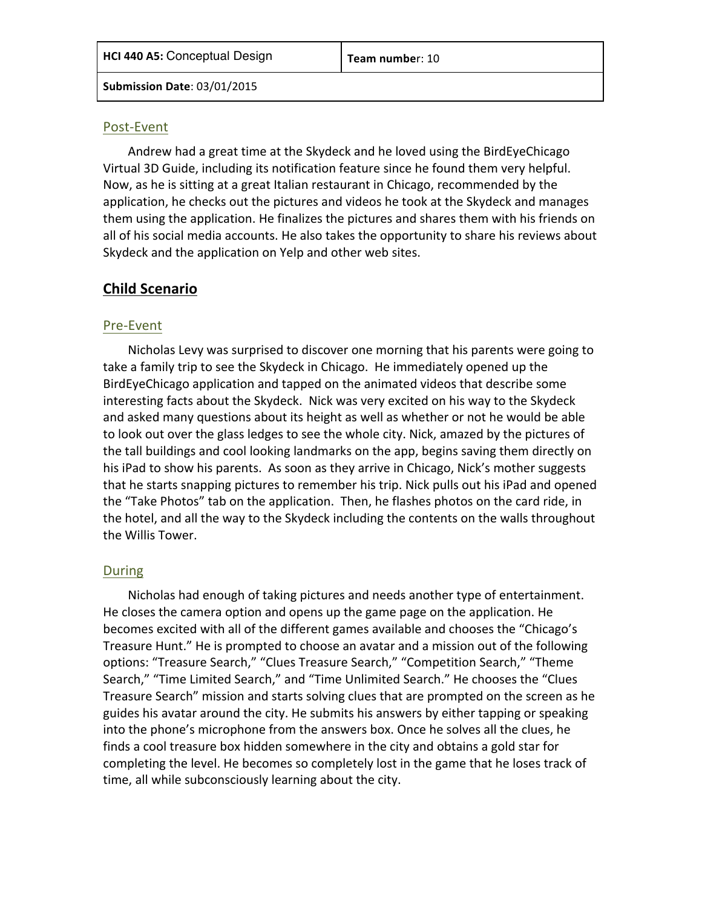## Post-Event

Andrew had a great time at the Skydeck and he loved using the BirdEyeChicago Virtual 3D Guide, including its notification feature since he found them very helpful. Now, as he is sitting at a great Italian restaurant in Chicago, recommended by the application, he checks out the pictures and videos he took at the Skydeck and manages them using the application. He finalizes the pictures and shares them with his friends on all of his social media accounts. He also takes the opportunity to share his reviews about Skydeck and the application on Yelp and other web sites.

# Child Scenario

## Pre-Event

Nicholas Levy was surprised to discover one morning that his parents were going to take a family trip to see the Skydeck in Chicago. He immediately opened up the BirdEyeChicago application and tapped on the animated videos that describe some interesting facts about the Skydeck. Nick was very excited on his way to the Skydeck and asked many questions about its height as well as whether or not he would be able to look out over the glass ledges to see the whole city. Nick, amazed by the pictures of the tall buildings and cool looking landmarks on the app, begins saving them directly on his iPad to show his parents. As soon as they arrive in Chicago, Nick's mother suggests that he starts snapping pictures to remember his trip. Nick pulls out his iPad and opened the "Take Photos" tab on the application. Then, he flashes photos on the card ride, in the hotel, and all the way to the Skydeck including the contents on the walls throughout the Willis Tower.

## During

Nicholas had enough of taking pictures and needs another type of entertainment. He closes the camera option and opens up the game page on the application. He becomes excited with all of the different games available and chooses the "Chicago's Treasure Hunt." He is prompted to choose an avatar and a mission out of the following options: "Treasure Search," "Clues Treasure Search," "Competition Search," "Theme Search," "Time Limited Search," and "Time Unlimited Search." He chooses the "Clues Treasure Search" mission and starts solving clues that are prompted on the screen as he guides his avatar around the city. He submits his answers by either tapping or speaking into the phone's microphone from the answers box. Once he solves all the clues, he finds a cool treasure box hidden somewhere in the city and obtains a gold star for completing the level. He becomes so completely lost in the game that he loses track of time, all while subconsciously learning about the city.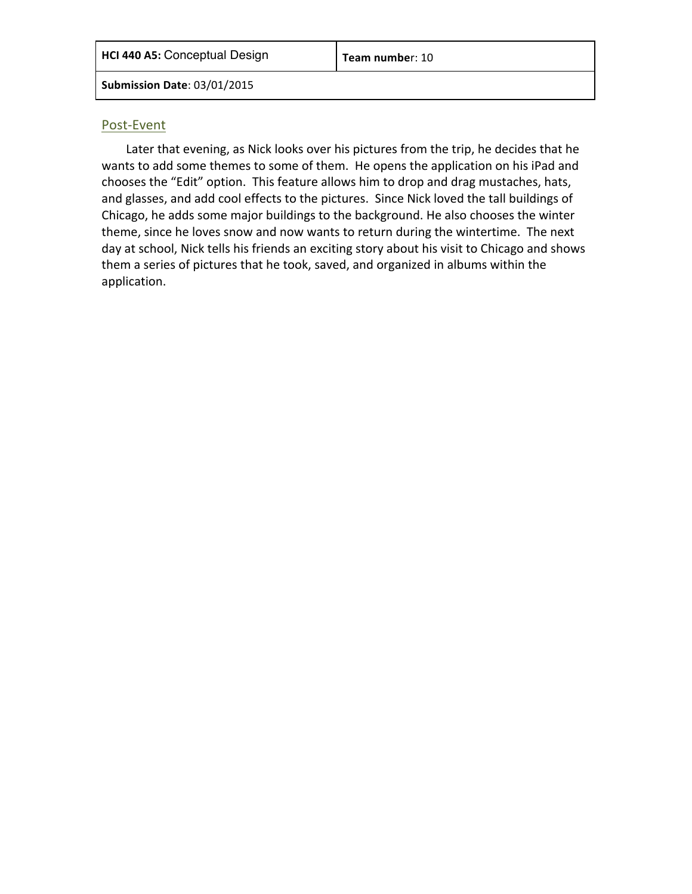| **HCI 440 A5:** Conceptual Design | **Team number**: 10 |
| --- | --- |
| **Submission Date**: 03/01/2015 | |

## Post-Event

Later that evening, as Nick looks over his pictures from the trip, he decides that he wants to add some themes to some of them. He opens the application on his iPad and chooses the "Edit" option. This feature allows him to drop and drag mustaches, hats, and glasses, and add cool effects to the pictures. Since Nick loved the tall buildings of Chicago, he adds some major buildings to the background. He also chooses the winter theme, since he loves snow and now wants to return during the wintertime. The next day at school, Nick tells his friends an exciting story about his visit to Chicago and shows them a series of pictures that he took, saved, and organized in albums within the application.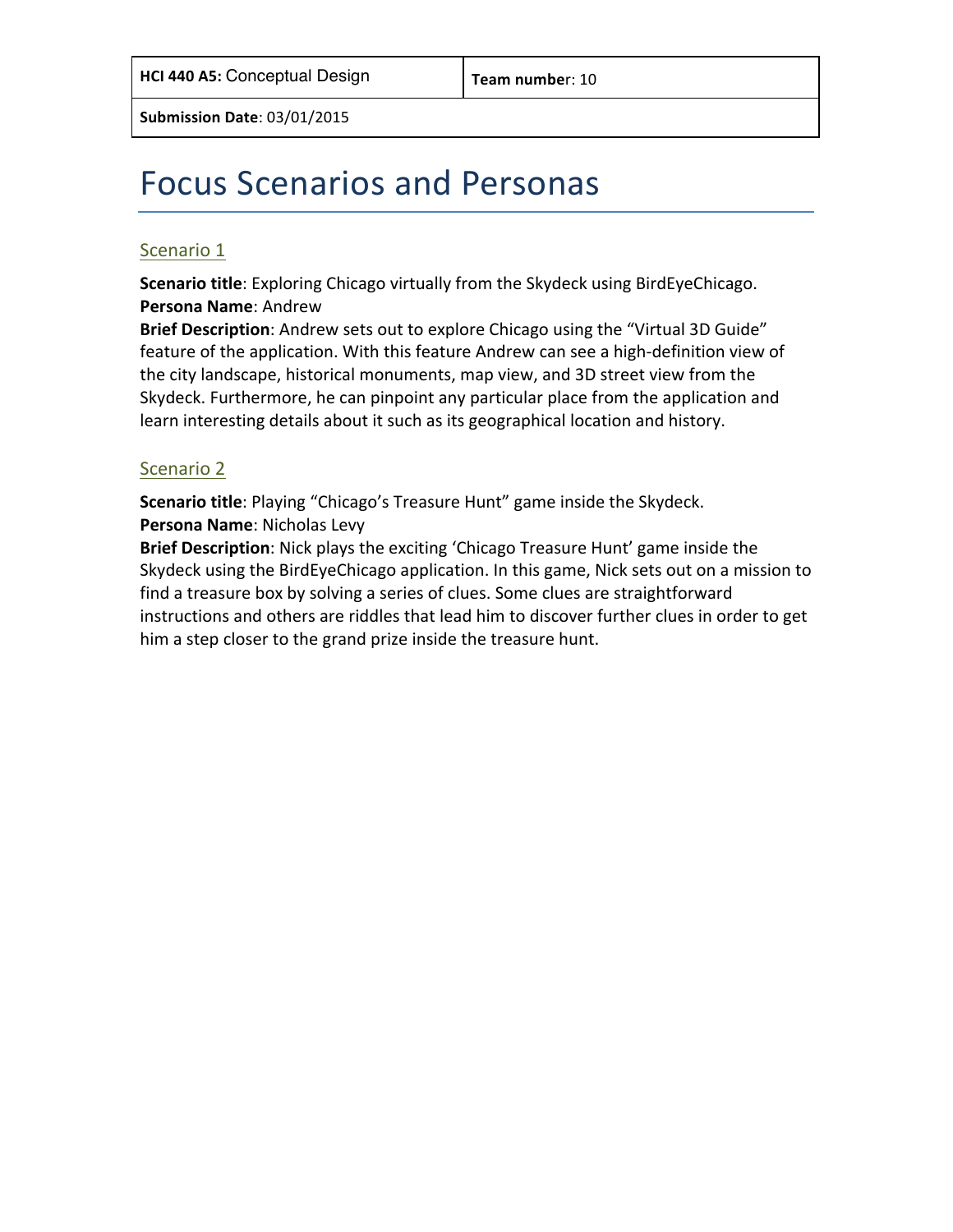| HCI 440 A5: Conceptual Design | Team number: 10 |
| --- | --- |
| Submission Date: 03/01/2015 | |

# Focus Scenarios and Personas

## Scenario 1

**Scenario title**: Exploring Chicago virtually from the Skydeck using BirdEyeChicago.
**Persona Name**: Andrew
**Brief Description**: Andrew sets out to explore Chicago using the "Virtual 3D Guide" feature of the application. With this feature Andrew can see a high-definition view of the city landscape, historical monuments, map view, and 3D street view from the Skydeck. Furthermore, he can pinpoint any particular place from the application and learn interesting details about it such as its geographical location and history.

## Scenario 2

**Scenario title**: Playing "Chicago's Treasure Hunt" game inside the Skydeck.
**Persona Name**: Nicholas Levy
**Brief Description**: Nick plays the exciting 'Chicago Treasure Hunt' game inside the Skydeck using the BirdEyeChicago application. In this game, Nick sets out on a mission to find a treasure box by solving a series of clues. Some clues are straightforward instructions and others are riddles that lead him to discover further clues in order to get him a step closer to the grand prize inside the treasure hunt.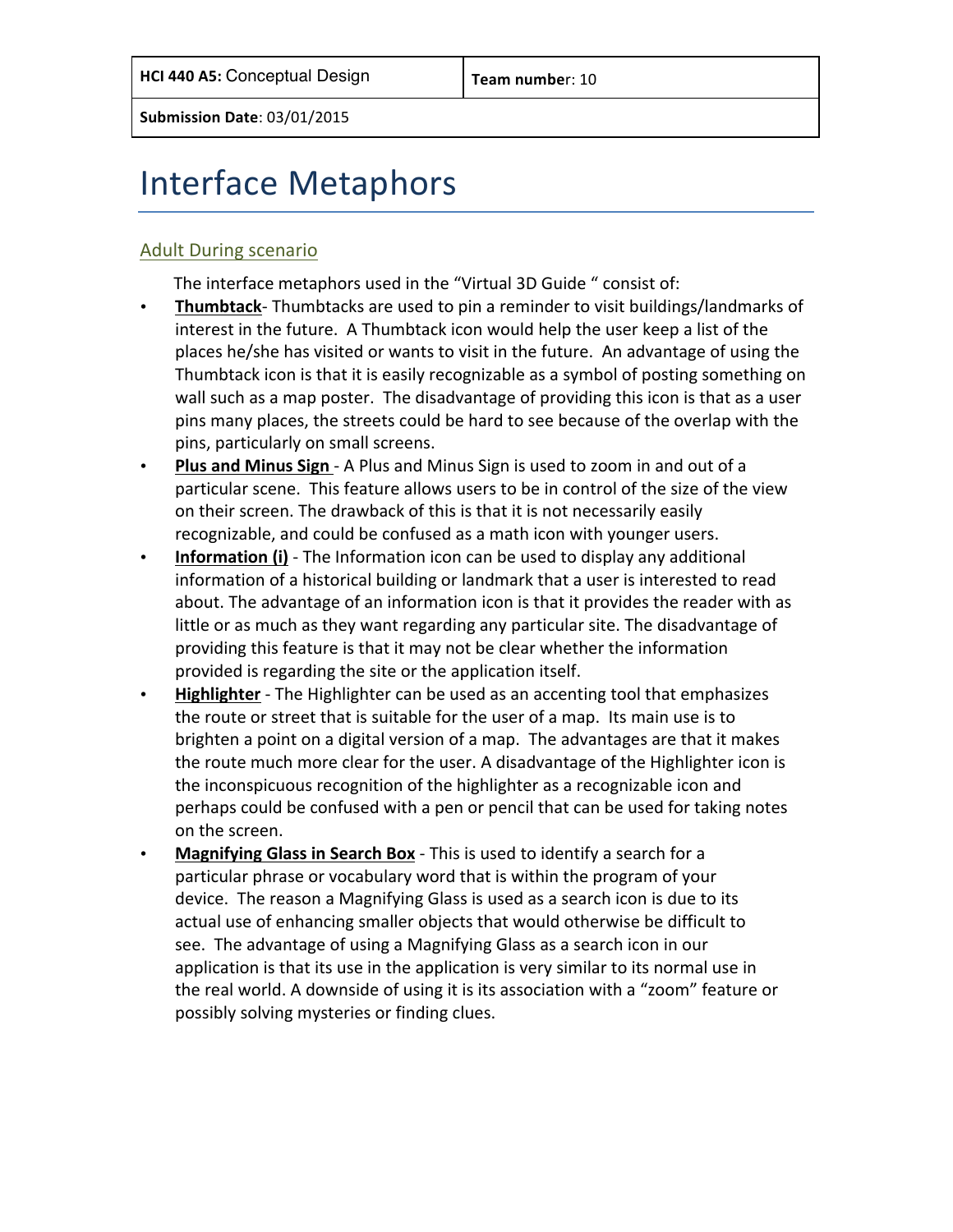| HCI 440 A5: Conceptual Design | Team number: 10 |
| --- | --- |
| Submission Date: 03/01/2015 | |

# Interface Metaphors

## Adult During scenario

The interface metaphors used in the "Virtual 3D Guide " consist of:

- **Thumbtack**- Thumbtacks are used to pin a reminder to visit buildings/landmarks of interest in the future. A Thumbtack icon would help the user keep a list of the places he/she has visited or wants to visit in the future. An advantage of using the Thumbtack icon is that it is easily recognizable as a symbol of posting something on wall such as a map poster. The disadvantage of providing this icon is that as a user pins many places, the streets could be hard to see because of the overlap with the pins, particularly on small screens.
- **Plus and Minus Sign** - A Plus and Minus Sign is used to zoom in and out of a particular scene. This feature allows users to be in control of the size of the view on their screen. The drawback of this is that it is not necessarily easily recognizable, and could be confused as a math icon with younger users.
- **Information (i)** - The Information icon can be used to display any additional information of a historical building or landmark that a user is interested to read about. The advantage of an information icon is that it provides the reader with as little or as much as they want regarding any particular site. The disadvantage of providing this feature is that it may not be clear whether the information provided is regarding the site or the application itself.
- **Highlighter** - The Highlighter can be used as an accenting tool that emphasizes the route or street that is suitable for the user of a map. Its main use is to brighten a point on a digital version of a map. The advantages are that it makes the route much more clear for the user. A disadvantage of the Highlighter icon is the inconspicuous recognition of the highlighter as a recognizable icon and perhaps could be confused with a pen or pencil that can be used for taking notes on the screen.
- **Magnifying Glass in Search Box** - This is used to identify a search for a particular phrase or vocabulary word that is within the program of your device. The reason a Magnifying Glass is used as a search icon is due to its actual use of enhancing smaller objects that would otherwise be difficult to see. The advantage of using a Magnifying Glass as a search icon in our application is that its use in the application is very similar to its normal use in the real world. A downside of using it is its association with a "zoom" feature or possibly solving mysteries or finding clues.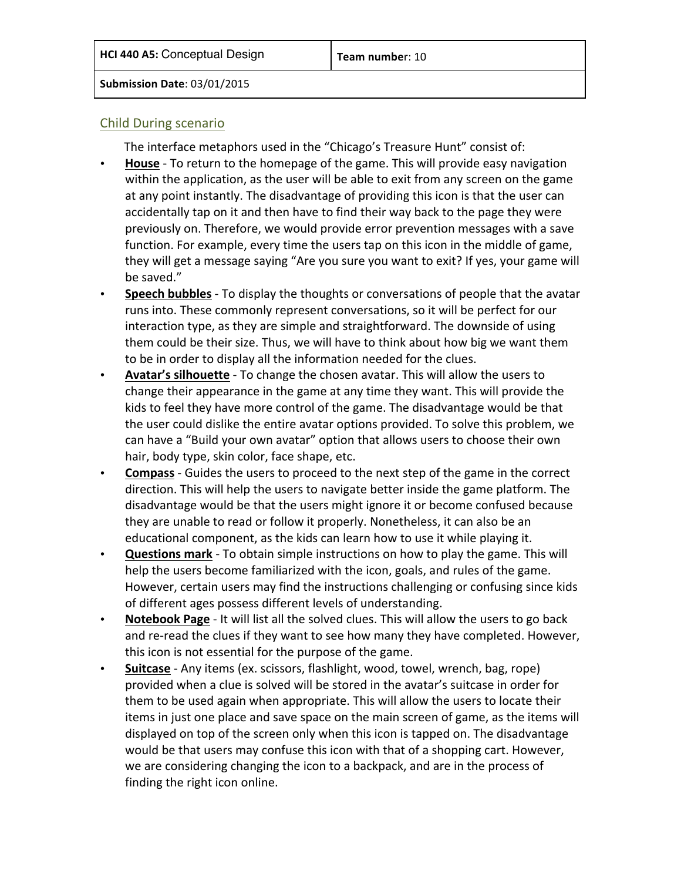| **HCI 440 A5:** Conceptual Design | **Team number**: 10 |
| --- | --- |
| **Submission Date**: 03/01/2015 | |

## Child During scenario

The interface metaphors used in the "Chicago's Treasure Hunt" consist of:

- **House** - To return to the homepage of the game. This will provide easy navigation within the application, as the user will be able to exit from any screen on the game at any point instantly. The disadvantage of providing this icon is that the user can accidentally tap on it and then have to find their way back to the page they were previously on. Therefore, we would provide error prevention messages with a save function. For example, every time the users tap on this icon in the middle of game, they will get a message saying "Are you sure you want to exit? If yes, your game will be saved."
- **Speech bubbles** - To display the thoughts or conversations of people that the avatar runs into. These commonly represent conversations, so it will be perfect for our interaction type, as they are simple and straightforward. The downside of using them could be their size. Thus, we will have to think about how big we want them to be in order to display all the information needed for the clues.
- **Avatar's silhouette** - To change the chosen avatar. This will allow the users to change their appearance in the game at any time they want. This will provide the kids to feel they have more control of the game. The disadvantage would be that the user could dislike the entire avatar options provided. To solve this problem, we can have a "Build your own avatar" option that allows users to choose their own hair, body type, skin color, face shape, etc.
- **Compass** - Guides the users to proceed to the next step of the game in the correct direction. This will help the users to navigate better inside the game platform. The disadvantage would be that the users might ignore it or become confused because they are unable to read or follow it properly. Nonetheless, it can also be an educational component, as the kids can learn how to use it while playing it.
- **Questions mark** - To obtain simple instructions on how to play the game. This will help the users become familiarized with the icon, goals, and rules of the game. However, certain users may find the instructions challenging or confusing since kids of different ages possess different levels of understanding.
- **Notebook Page** - It will list all the solved clues. This will allow the users to go back and re-read the clues if they want to see how many they have completed. However, this icon is not essential for the purpose of the game.
- **Suitcase** - Any items (ex. scissors, flashlight, wood, towel, wrench, bag, rope) provided when a clue is solved will be stored in the avatar's suitcase in order for them to be used again when appropriate. This will allow the users to locate their items in just one place and save space on the main screen of game, as the items will displayed on top of the screen only when this icon is tapped on. The disadvantage would be that users may confuse this icon with that of a shopping cart. However, we are considering changing the icon to a backpack, and are in the process of finding the right icon online.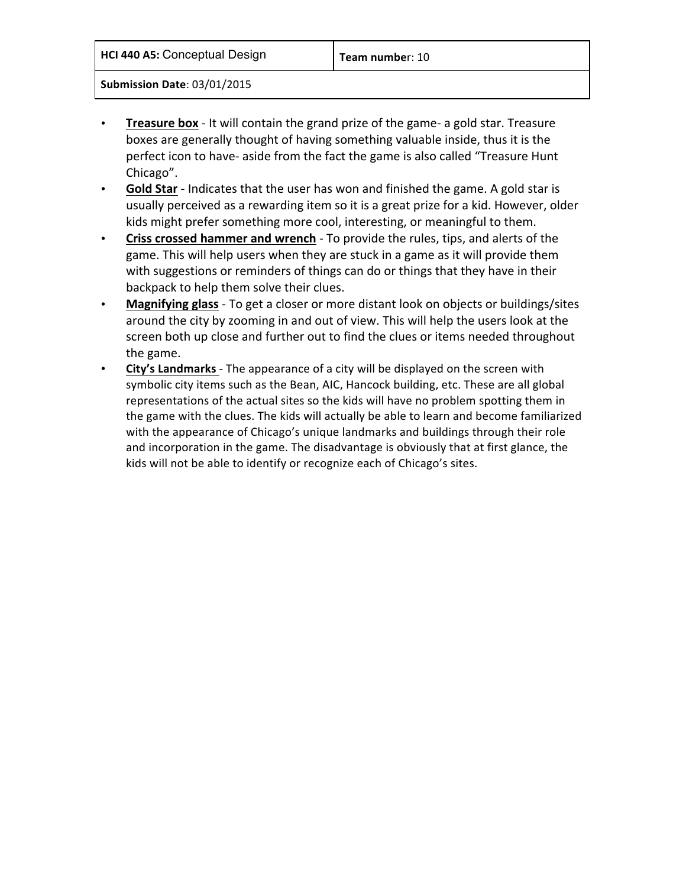| HCI 440 A5: Conceptual Design | Team number: 10 |
| --- | --- |
| Submission Date: 03/01/2015 | |

- **Treasure box** - It will contain the grand prize of the game- a gold star. Treasure boxes are generally thought of having something valuable inside, thus it is the perfect icon to have- aside from the fact the game is also called "Treasure Hunt Chicago".
- **Gold Star** - Indicates that the user has won and finished the game. A gold star is usually perceived as a rewarding item so it is a great prize for a kid. However, older kids might prefer something more cool, interesting, or meaningful to them.
- **Criss crossed hammer and wrench** - To provide the rules, tips, and alerts of the game. This will help users when they are stuck in a game as it will provide them with suggestions or reminders of things can do or things that they have in their backpack to help them solve their clues.
- **Magnifying glass** - To get a closer or more distant look on objects or buildings/sites around the city by zooming in and out of view. This will help the users look at the screen both up close and further out to find the clues or items needed throughout the game.
- **City's Landmarks** - The appearance of a city will be displayed on the screen with symbolic city items such as the Bean, AIC, Hancock building, etc. These are all global representations of the actual sites so the kids will have no problem spotting them in the game with the clues. The kids will actually be able to learn and become familiarized with the appearance of Chicago's unique landmarks and buildings through their role and incorporation in the game. The disadvantage is obviously that at first glance, the kids will not be able to identify or recognize each of Chicago's sites.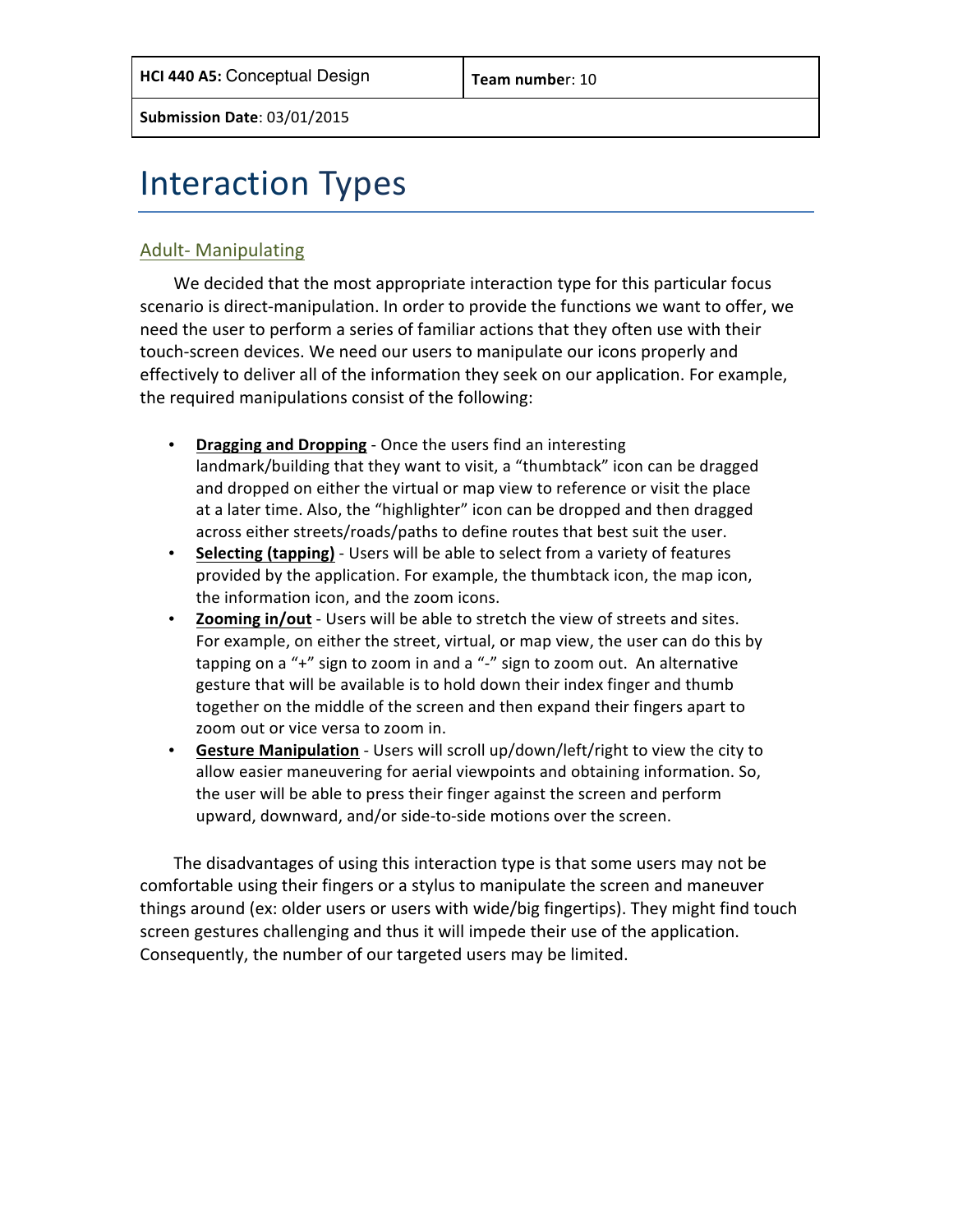| HCI 440 A5: Conceptual Design | Team number: 10 |
|---|---|
| Submission Date: 03/01/2015 | |

# Interaction Types

## Adult- Manipulating

We decided that the most appropriate interaction type for this particular focus scenario is direct-manipulation. In order to provide the functions we want to offer, we need the user to perform a series of familiar actions that they often use with their touch-screen devices. We need our users to manipulate our icons properly and effectively to deliver all of the information they seek on our application. For example, the required manipulations consist of the following:

- **Dragging and Dropping** - Once the users find an interesting landmark/building that they want to visit, a "thumbtack" icon can be dragged and dropped on either the virtual or map view to reference or visit the place at a later time. Also, the "highlighter" icon can be dropped and then dragged across either streets/roads/paths to define routes that best suit the user.
- **Selecting (tapping)** - Users will be able to select from a variety of features provided by the application. For example, the thumbtack icon, the map icon, the information icon, and the zoom icons.
- **Zooming in/out** - Users will be able to stretch the view of streets and sites. For example, on either the street, virtual, or map view, the user can do this by tapping on a "+" sign to zoom in and a "-" sign to zoom out. An alternative gesture that will be available is to hold down their index finger and thumb together on the middle of the screen and then expand their fingers apart to zoom out or vice versa to zoom in.
- **Gesture Manipulation** - Users will scroll up/down/left/right to view the city to allow easier maneuvering for aerial viewpoints and obtaining information. So, the user will be able to press their finger against the screen and perform upward, downward, and/or side-to-side motions over the screen.

The disadvantages of using this interaction type is that some users may not be comfortable using their fingers or a stylus to manipulate the screen and maneuver things around (ex: older users or users with wide/big fingertips). They might find touch screen gestures challenging and thus it will impede their use of the application. Consequently, the number of our targeted users may be limited.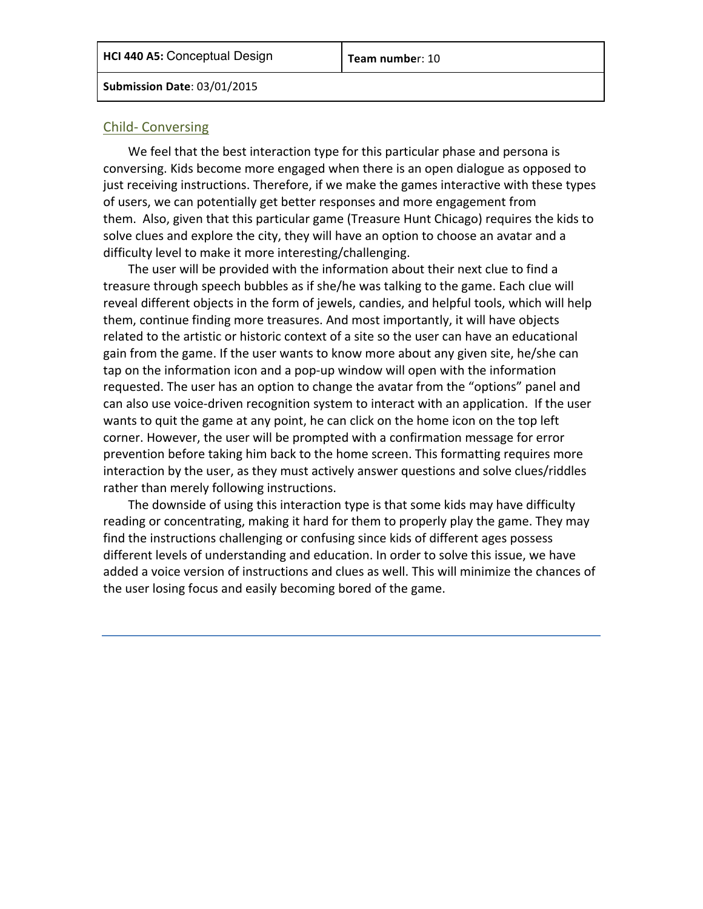| HCI 440 A5: Conceptual Design | Team number: 10 |
| --- | --- |
| Submission Date: 03/01/2015 | |

## Child- Conversing

We feel that the best interaction type for this particular phase and persona is conversing. Kids become more engaged when there is an open dialogue as opposed to just receiving instructions. Therefore, if we make the games interactive with these types of users, we can potentially get better responses and more engagement from them. Also, given that this particular game (Treasure Hunt Chicago) requires the kids to solve clues and explore the city, they will have an option to choose an avatar and a difficulty level to make it more interesting/challenging.

The user will be provided with the information about their next clue to find a treasure through speech bubbles as if she/he was talking to the game. Each clue will reveal different objects in the form of jewels, candies, and helpful tools, which will help them, continue finding more treasures. And most importantly, it will have objects related to the artistic or historic context of a site so the user can have an educational gain from the game. If the user wants to know more about any given site, he/she can tap on the information icon and a pop-up window will open with the information requested. The user has an option to change the avatar from the "options" panel and can also use voice-driven recognition system to interact with an application. If the user wants to quit the game at any point, he can click on the home icon on the top left corner. However, the user will be prompted with a confirmation message for error prevention before taking him back to the home screen. This formatting requires more interaction by the user, as they must actively answer questions and solve clues/riddles rather than merely following instructions.

The downside of using this interaction type is that some kids may have difficulty reading or concentrating, making it hard for them to properly play the game. They may find the instructions challenging or confusing since kids of different ages possess different levels of understanding and education. In order to solve this issue, we have added a voice version of instructions and clues as well. This will minimize the chances of the user losing focus and easily becoming bored of the game.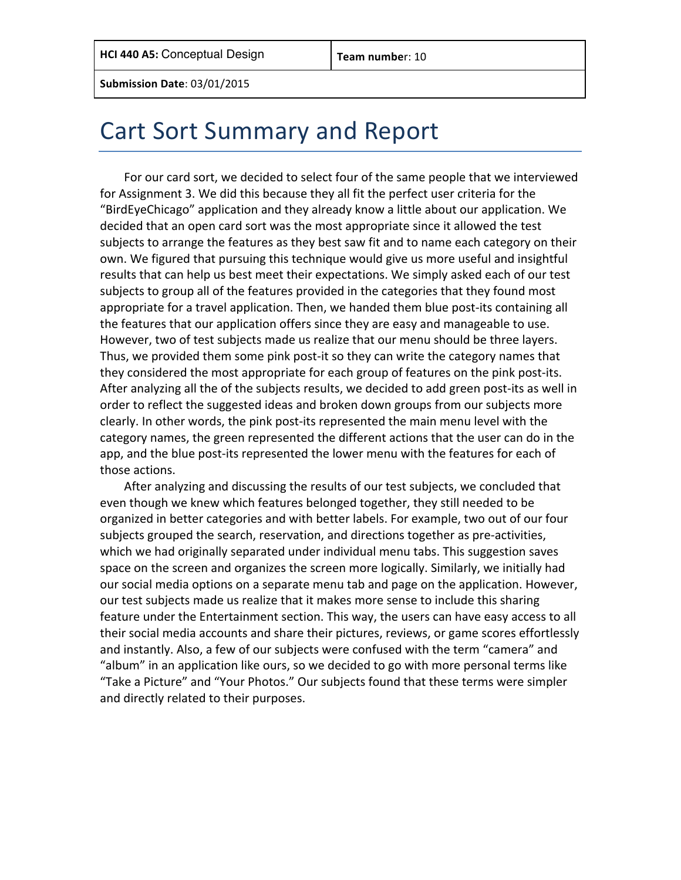| **HCI 440 A5:** Conceptual Design | **Team number**: 10 |
| --- | --- |
| **Submission Date**: 03/01/2015 | |

# Cart Sort Summary and Report

For our card sort, we decided to select four of the same people that we interviewed for Assignment 3. We did this because they all fit the perfect user criteria for the "BirdEyeChicago" application and they already know a little about our application. We decided that an open card sort was the most appropriate since it allowed the test subjects to arrange the features as they best saw fit and to name each category on their own. We figured that pursuing this technique would give us more useful and insightful results that can help us best meet their expectations. We simply asked each of our test subjects to group all of the features provided in the categories that they found most appropriate for a travel application. Then, we handed them blue post-its containing all the features that our application offers since they are easy and manageable to use. However, two of test subjects made us realize that our menu should be three layers. Thus, we provided them some pink post-it so they can write the category names that they considered the most appropriate for each group of features on the pink post-its. After analyzing all the of the subjects results, we decided to add green post-its as well in order to reflect the suggested ideas and broken down groups from our subjects more clearly. In other words, the pink post-its represented the main menu level with the category names, the green represented the different actions that the user can do in the app, and the blue post-its represented the lower menu with the features for each of those actions.

After analyzing and discussing the results of our test subjects, we concluded that even though we knew which features belonged together, they still needed to be organized in better categories and with better labels. For example, two out of our four subjects grouped the search, reservation, and directions together as pre-activities, which we had originally separated under individual menu tabs. This suggestion saves space on the screen and organizes the screen more logically. Similarly, we initially had our social media options on a separate menu tab and page on the application. However, our test subjects made us realize that it makes more sense to include this sharing feature under the Entertainment section. This way, the users can have easy access to all their social media accounts and share their pictures, reviews, or game scores effortlessly and instantly. Also, a few of our subjects were confused with the term "camera" and "album" in an application like ours, so we decided to go with more personal terms like "Take a Picture" and "Your Photos." Our subjects found that these terms were simpler and directly related to their purposes.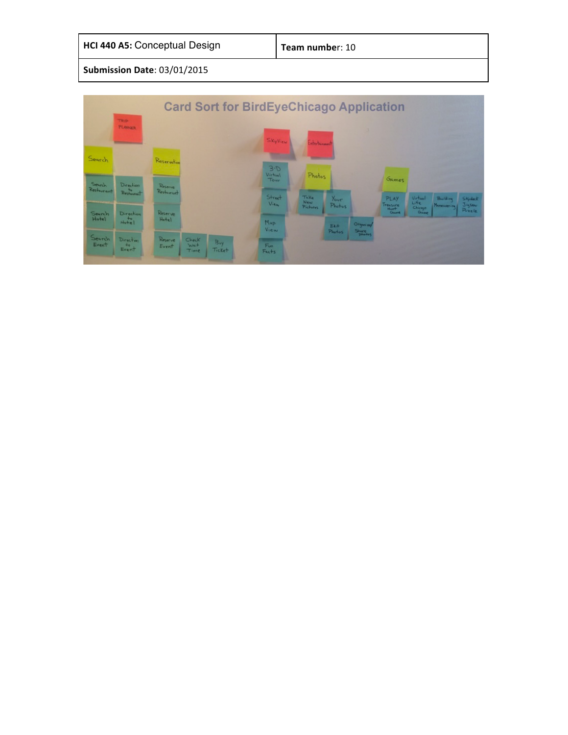| **HCI 440 A5:** Conceptual Design | **Team number**: 10 |
| --- | --- |
| **Submission Date**: 03/01/2015 | |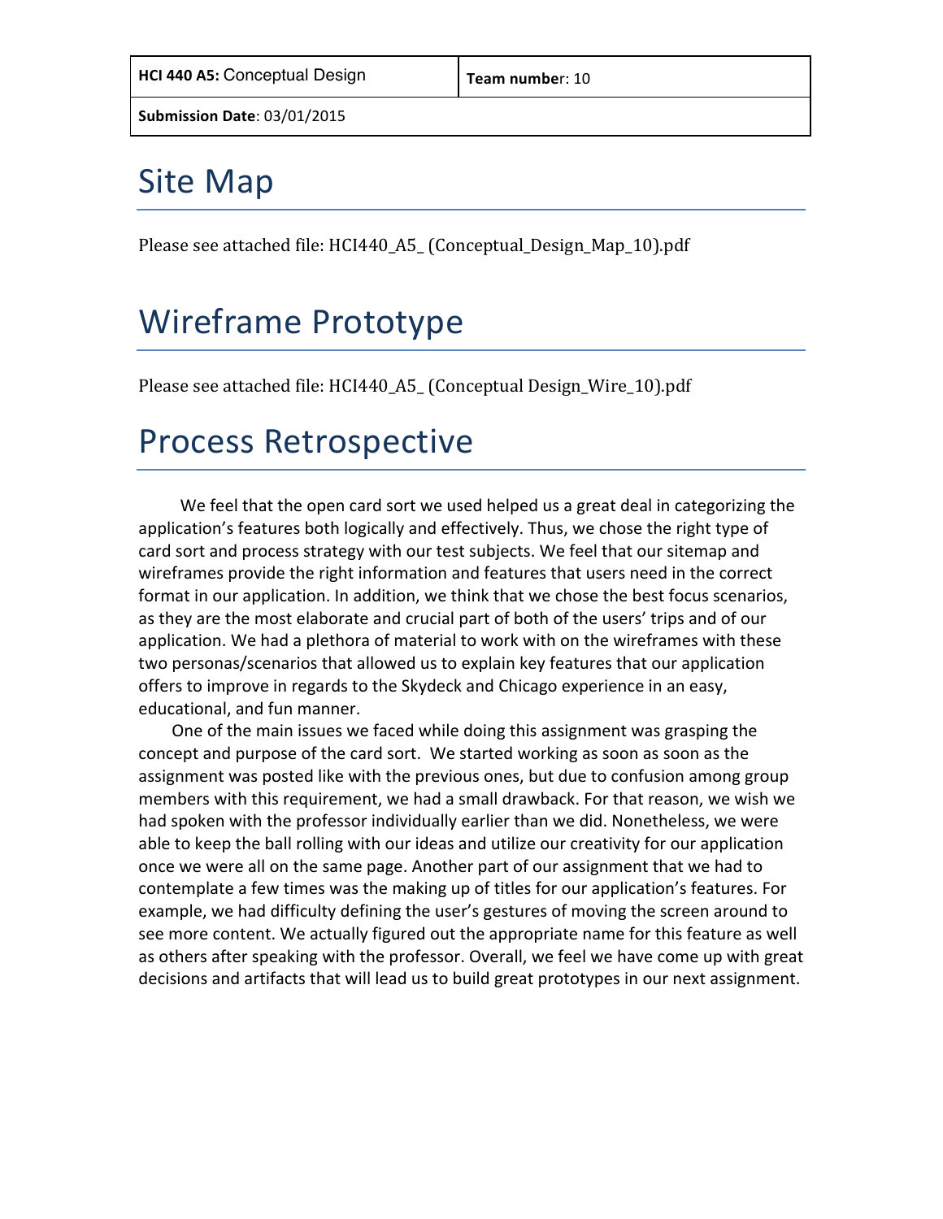| **HCI 440 A5:** Conceptual Design | **Team number**: 10 |
| --- | --- |
| **Submission Date**: 03/01/2015 | |

# Site Map

Please see attached file: HCI440_A5_ (Conceptual_Design_Map_10).pdf

# Wireframe Prototype

Please see attached file: HCI440_A5_ (Conceptual Design_Wire_10).pdf

# Process Retrospective

We feel that the open card sort we used helped us a great deal in categorizing the application's features both logically and effectively. Thus, we chose the right type of card sort and process strategy with our test subjects. We feel that our sitemap and wireframes provide the right information and features that users need in the correct format in our application. In addition, we think that we chose the best focus scenarios, as they are the most elaborate and crucial part of both of the users' trips and of our application. We had a plethora of material to work with on the wireframes with these two personas/scenarios that allowed us to explain key features that our application offers to improve in regards to the Skydeck and Chicago experience in an easy, educational, and fun manner.

One of the main issues we faced while doing this assignment was grasping the concept and purpose of the card sort. We started working as soon as soon as the assignment was posted like with the previous ones, but due to confusion among group members with this requirement, we had a small drawback. For that reason, we wish we had spoken with the professor individually earlier than we did. Nonetheless, we were able to keep the ball rolling with our ideas and utilize our creativity for our application once we were all on the same page. Another part of our assignment that we had to contemplate a few times was the making up of titles for our application's features. For example, we had difficulty defining the user's gestures of moving the screen around to see more content. We actually figured out the appropriate name for this feature as well as others after speaking with the professor. Overall, we feel we have come up with great decisions and artifacts that will lead us to build great prototypes in our next assignment.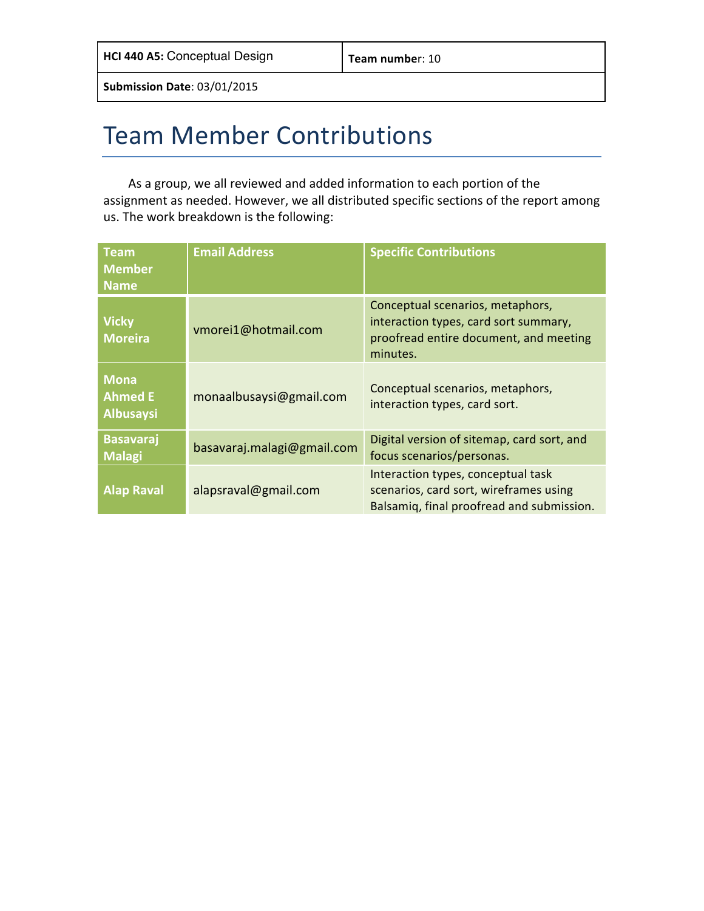| | |
|---|---|
| **HCI 440 A5:** Conceptual Design | **Team number**: 10 |
| **Submission Date**: 03/01/2015 | |

# Team Member Contributions

As a group, we all reviewed and added information to each portion of the assignment as needed. However, we all distributed specific sections of the report among us. The work breakdown is the following:

| Team Member Name | Email Address | Specific Contributions |
|---|---|---|
| **Vicky Moreira** | vmorei1@hotmail.com | Conceptual scenarios, metaphors, interaction types, card sort summary, proofread entire document, and meeting minutes. |
| **Mona Ahmed E Albusaysi** | monaalbusaysi@gmail.com | Conceptual scenarios, metaphors, interaction types, card sort. |
| **Basavaraj Malagi** | basavaraj.malagi@gmail.com | Digital version of sitemap, card sort, and focus scenarios/personas. |
| **Alap Raval** | alapsraval@gmail.com | Interaction types, conceptual task scenarios, card sort, wireframes using Balsamiq, final proofread and submission. |